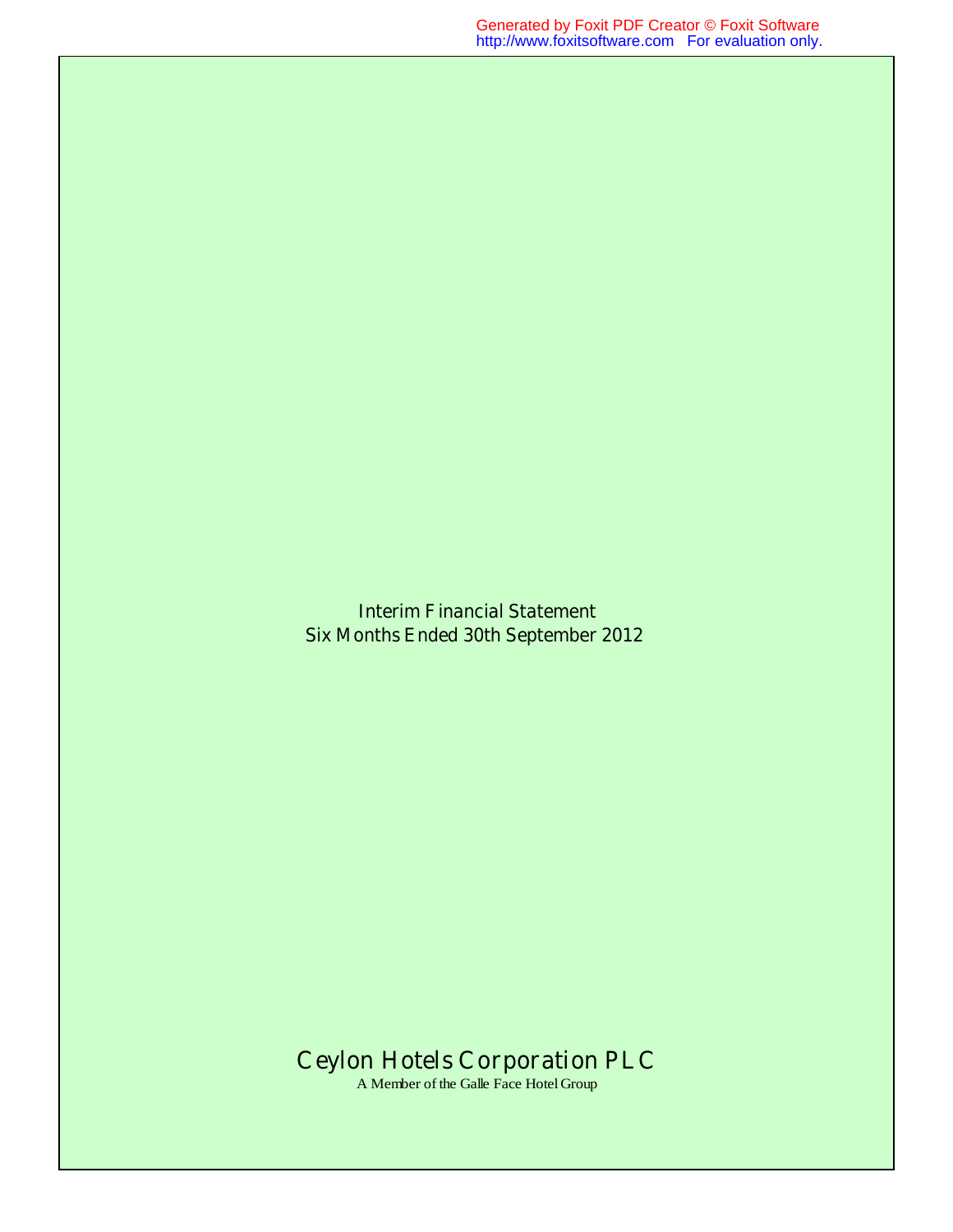Interim Financial Statement

Six Months Ended 30th September 2012

# Ceylon Hotels Corporation PLC

A Member of the Galle Face Hotel Group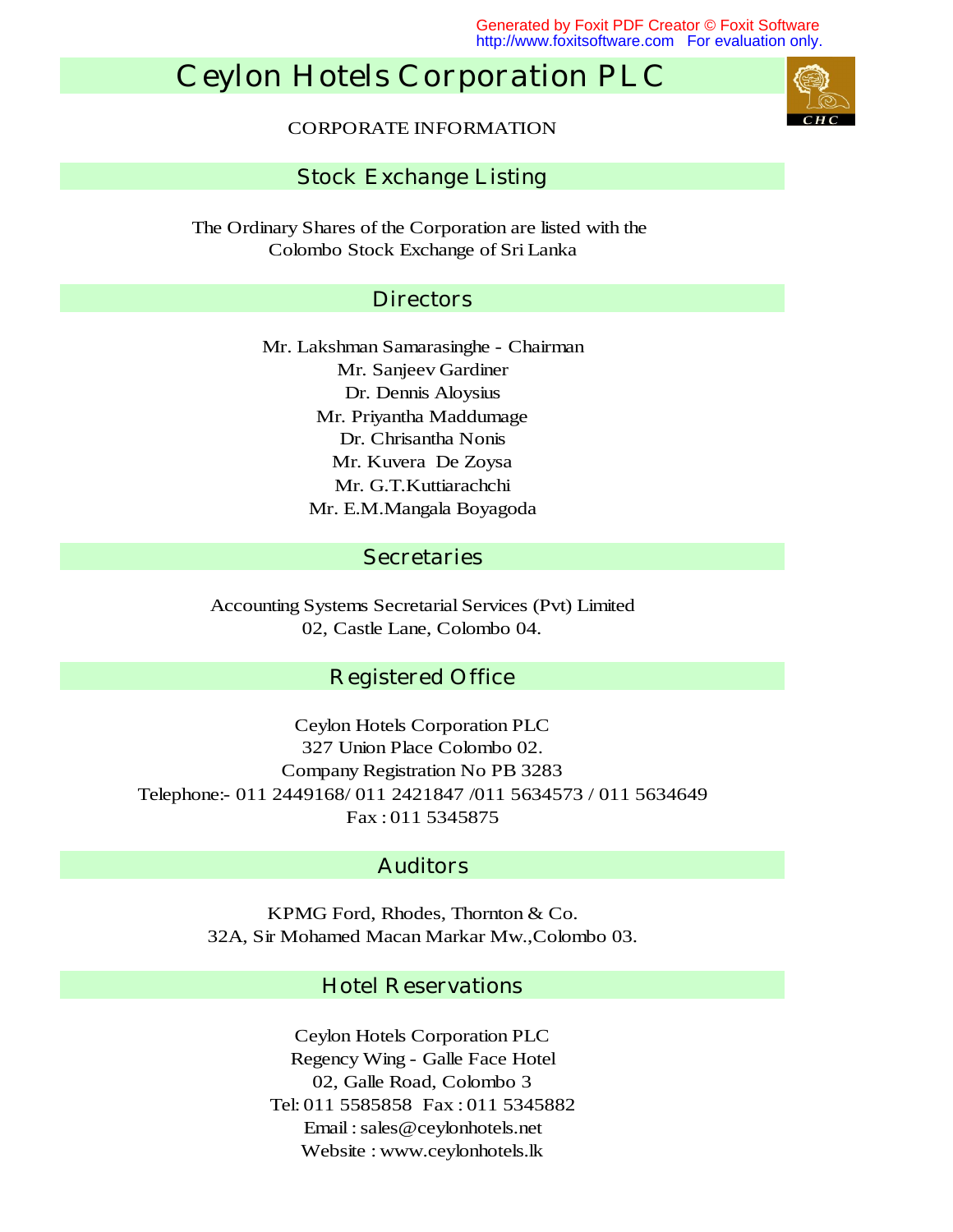# Ceylon Hotels Corporation PLC

CORPORATE INFORMATION

## Stock Exchange Listing

The Ordinary Shares of the Corporation are listed with the Colombo Stock Exchange of Sri Lanka

## Directors

Mr. Lakshman Samarasinghe - Chairman
Mr. Sanjeev Gardiner
Dr. Dennis Aloysius
Mr. Priyantha Maddumage
Dr. Chrisantha Nonis
Mr. Kuvera De Zoysa
Mr. G.T.Kuttiarachchi
Mr. E.M.Mangala Boyagoda

## Secretaries

Accounting Systems Secretarial Services (Pvt) Limited
02, Castle Lane, Colombo 04.

## Registered Office

Ceylon Hotels Corporation PLC
327 Union Place Colombo 02.
Company Registration No PB 3283
Telephone:- 011 2449168/ 011 2421847 /011 5634573 / 011 5634649
Fax : 011 5345875

## Auditors

KPMG Ford, Rhodes, Thornton & Co.
32A, Sir Mohamed Macan Markar Mw.,Colombo 03.

## Hotel Reservations

Ceylon Hotels Corporation PLC
Regency Wing - Galle Face Hotel
02, Galle Road, Colombo 3
Tel: 011 5585858 Fax : 011 5345882
Email : sales@ceylonhotels.net
Website : www.ceylonhotels.lk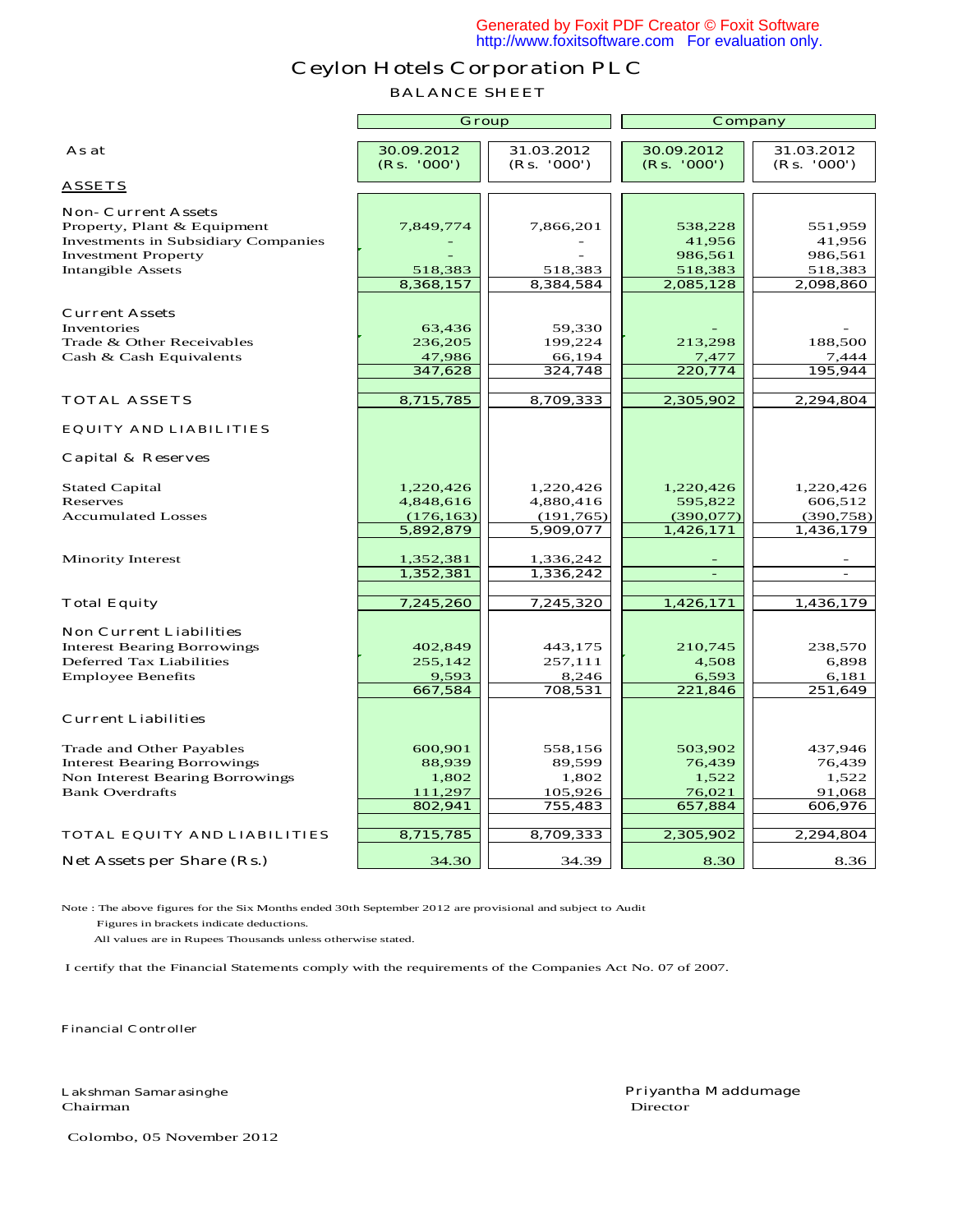# Ceylon Hotels Corporation PLC

## BALANCE SHEET

| As at | Group 30.09.2012 (Rs. '000') | Group 31.03.2012 (Rs. '000') | Company 30.09.2012 (Rs. '000') | Company 31.03.2012 (Rs. '000') |
|---|---|---|---|---|
| **ASSETS** | | | | |
| Non- Current Assets | | | | |
| Property, Plant & Equipment | 7,849,774 | 7,866,201 | 538,228 | 551,959 |
| Investments in Subsidiary Companies | - | - | 41,956 | 41,956 |
| Investment Property | - | - | 986,561 | 986,561 |
| Intangible Assets | 518,383 | 518,383 | 518,383 | 518,383 |
| | 8,368,157 | 8,384,584 | 2,085,128 | 2,098,860 |
| Current Assets | | | | |
| Inventories | 63,436 | 59,330 | - | - |
| Trade & Other Receivables | 236,205 | 199,224 | 213,298 | 188,500 |
| Cash & Cash Equivalents | 47,986 | 66,194 | 7,477 | 7,444 |
| | 347,628 | 324,748 | 220,774 | 195,944 |
| TOTAL ASSETS | 8,715,785 | 8,709,333 | 2,305,902 | 2,294,804 |
| EQUITY AND LIABILITIES | | | | |
| Capital & Reserves | | | | |
| Stated Capital | 1,220,426 | 1,220,426 | 1,220,426 | 1,220,426 |
| Reserves | 4,848,616 | 4,880,416 | 595,822 | 606,512 |
| Accumulated Losses | (176,163) | (191,765) | (390,077) | (390,758) |
| | 5,892,879 | 5,909,077 | 1,426,171 | 1,436,179 |
| Minority Interest | 1,352,381 | 1,336,242 | - | - |
| | 1,352,381 | 1,336,242 | - | - |
| Total Equity | 7,245,260 | 7,245,320 | 1,426,171 | 1,436,179 |
| Non Current Liabilities | | | | |
| Interest Bearing Borrowings | 402,849 | 443,175 | 210,745 | 238,570 |
| Deferred Tax Liabilities | 255,142 | 257,111 | 4,508 | 6,898 |
| Employee Benefits | 9,593 | 8,246 | 6,593 | 6,181 |
| | 667,584 | 708,531 | 221,846 | 251,649 |
| Current Liabilities | | | | |
| Trade and Other Payables | 600,901 | 558,156 | 503,902 | 437,946 |
| Interest Bearing Borrowings | 88,939 | 89,599 | 76,439 | 76,439 |
| Non Interest Bearing Borrowings | 1,802 | 1,802 | 1,522 | 1,522 |
| Bank Overdrafts | 111,297 | 105,926 | 76,021 | 91,068 |
| | 802,941 | 755,483 | 657,884 | 606,976 |
| TOTAL EQUITY AND LIABILITIES | 8,715,785 | 8,709,333 | 2,305,902 | 2,294,804 |
| Net Assets per Share (Rs.) | 34.30 | 34.39 | 8.30 | 8.36 |

Note : The above figures for the Six Months ended 30th September 2012 are provisional and subject to Audit
Figures in brackets indicate deductions.
All values are in Rupees Thousands unless otherwise stated.

I certify that the Financial Statements comply with the requirements of the Companies Act No. 07 of 2007.

Financial Controller

Lakshman Samarasinghe
Chairman

Priyantha Maddumage
Director

Colombo, 05 November 2012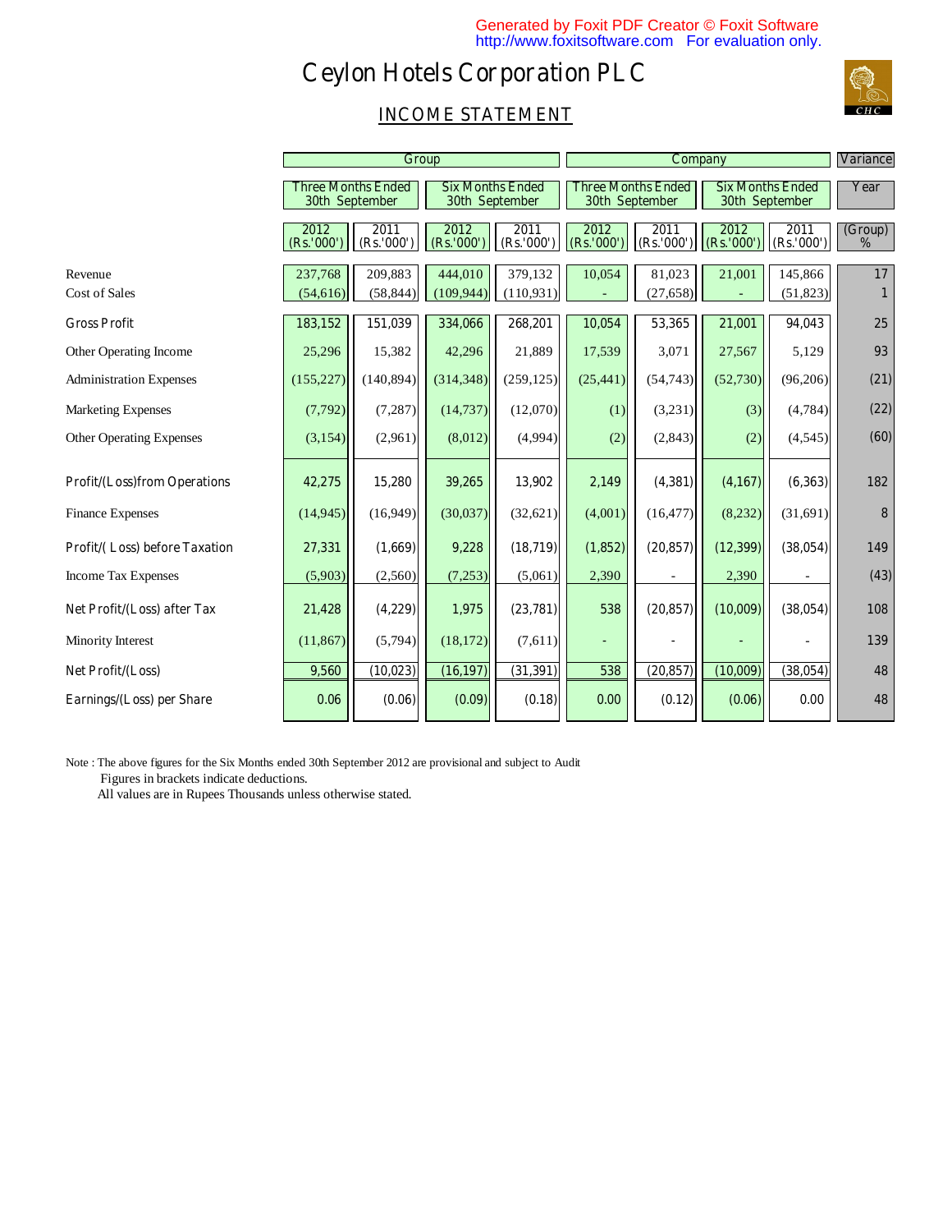# Ceylon Hotels Corporation PLC

## INCOME STATEMENT

| | Group | | | | Company | | | | Variance |
|---|---|---|---|---|---|---|---|---|---|
| | Three Months Ended 30th September | | Six Months Ended 30th September | | Three Months Ended 30th September | | Six Months Ended 30th September | | Year |
| | 2012 (Rs.'000') | 2011 (Rs.'000') | 2012 (Rs.'000') | 2011 (Rs.'000') | 2012 (Rs.'000') | 2011 (Rs.'000') | 2012 (Rs.'000') | 2011 (Rs.'000') | (Group) % |
| Revenue | 237,768 | 209,883 | 444,010 | 379,132 | 10,054 | 81,023 | 21,001 | 145,866 | 17 |
| Cost of Sales | (54,616) | (58,844) | (109,944) | (110,931) | - | (27,658) | - | (51,823) | 1 |
| Gross Profit | 183,152 | 151,039 | 334,066 | 268,201 | 10,054 | 53,365 | 21,001 | 94,043 | 25 |
| Other Operating Income | 25,296 | 15,382 | 42,296 | 21,889 | 17,539 | 3,071 | 27,567 | 5,129 | 93 |
| Administration Expenses | (155,227) | (140,894) | (314,348) | (259,125) | (25,441) | (54,743) | (52,730) | (96,206) | (21) |
| Marketing Expenses | (7,792) | (7,287) | (14,737) | (12,070) | (1) | (3,231) | (3) | (4,784) | (22) |
| Other Operating Expenses | (3,154) | (2,961) | (8,012) | (4,994) | (2) | (2,843) | (2) | (4,545) | (60) |
| Profit/(Loss)from Operations | 42,275 | 15,280 | 39,265 | 13,902 | 2,149 | (4,381) | (4,167) | (6,363) | 182 |
| Finance Expenses | (14,945) | (16,949) | (30,037) | (32,621) | (4,001) | (16,477) | (8,232) | (31,691) | 8 |
| Profit/( Loss) before Taxation | 27,331 | (1,669) | 9,228 | (18,719) | (1,852) | (20,857) | (12,399) | (38,054) | 149 |
| Income Tax Expenses | (5,903) | (2,560) | (7,253) | (5,061) | 2,390 | - | 2,390 | - | (43) |
| Net Profit/(Loss) after Tax | 21,428 | (4,229) | 1,975 | (23,781) | 538 | (20,857) | (10,009) | (38,054) | 108 |
| Minority Interest | (11,867) | (5,794) | (18,172) | (7,611) | - | - | - | - | 139 |
| Net Profit/(Loss) | 9,560 | (10,023) | (16,197) | (31,391) | 538 | (20,857) | (10,009) | (38,054) | 48 |
| Earnings/(Loss) per Share | 0.06 | (0.06) | (0.09) | (0.18) | 0.00 | (0.12) | (0.06) | 0.00 | 48 |

Note : The above figures for the Six Months ended 30th September 2012 are provisional and subject to Audit
Figures in brackets indicate deductions.
All values are in Rupees Thousands unless otherwise stated.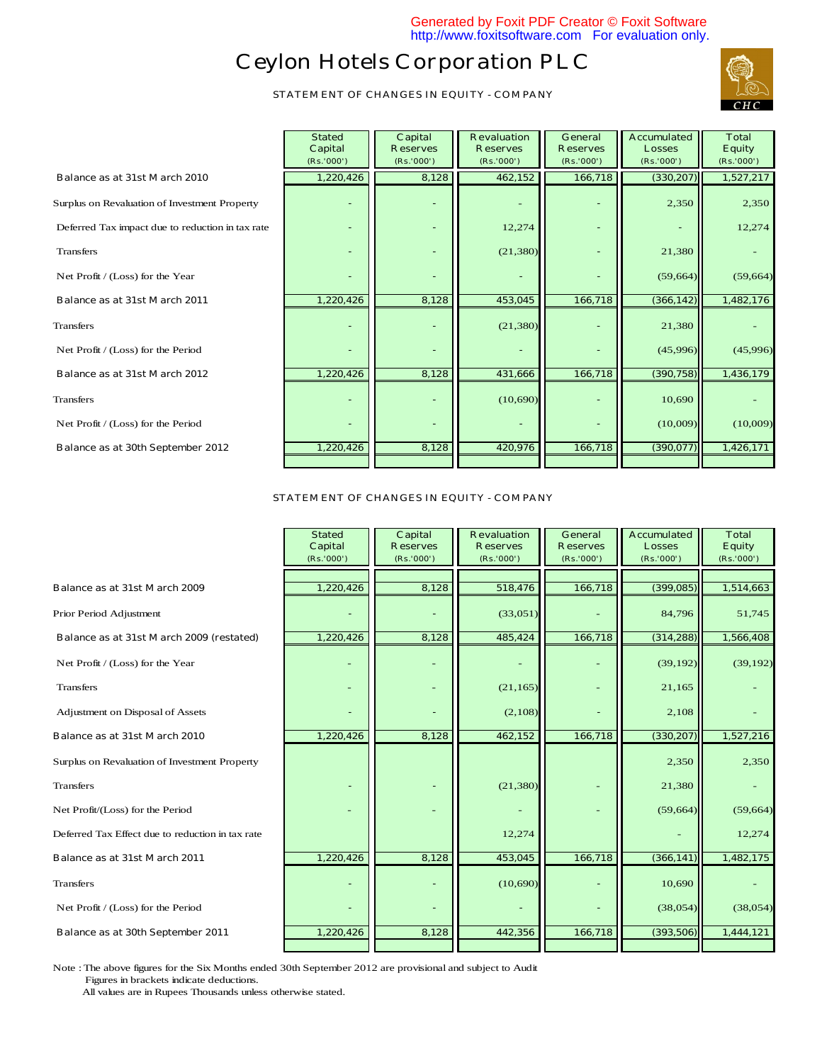# Ceylon Hotels Corporation PLC

STATEMENT OF CHANGES IN EQUITY - COMPANY

| | Stated Capital (Rs.'000') | Capital Reserves (Rs.'000') | Revaluation Reserves (Rs.'000') | General Reserves (Rs.'000') | Accumulated Losses (Rs.'000') | Total Equity (Rs.'000') |
|---|---|---|---|---|---|---|
| Balance as at 31st March 2010 | 1,220,426 | 8,128 | 462,152 | 166,718 | (330,207) | 1,527,217 |
| Surplus on Revaluation of Investment Property | - | - | - | - | 2,350 | 2,350 |
| Deferred Tax impact due to reduction in tax rate | - | - | 12,274 | - | - | 12,274 |
| Transfers | - | - | (21,380) | - | 21,380 | - |
| Net Profit / (Loss) for the Year | - | - | - | - | (59,664) | (59,664) |
| Balance as at 31st March 2011 | 1,220,426 | 8,128 | 453,045 | 166,718 | (366,142) | 1,482,176 |
| Transfers | - | - | (21,380) | - | 21,380 | - |
| Net Profit / (Loss) for the Period | - | - | - | - | (45,996) | (45,996) |
| Balance as at 31st March 2012 | 1,220,426 | 8,128 | 431,666 | 166,718 | (390,758) | 1,436,179 |
| Transfers | - | - | (10,690) | - | 10,690 | - |
| Net Profit / (Loss) for the Period | - | - | - | - | (10,009) | (10,009) |
| Balance as at 30th September 2012 | 1,220,426 | 8,128 | 420,976 | 166,718 | (390,077) | 1,426,171 |

STATEMENT OF CHANGES IN EQUITY - COMPANY

| | Stated Capital (Rs.'000') | Capital Reserves (Rs.'000') | Revaluation Reserves (Rs.'000') | General Reserves (Rs.'000') | Accumulated Losses (Rs.'000') | Total Equity (Rs.'000') |
|---|---|---|---|---|---|---|
| Balance as at 31st March 2009 | 1,220,426 | 8,128 | 518,476 | 166,718 | (399,085) | 1,514,663 |
| Prior Period Adjustment | - | - | (33,051) | - | 84,796 | 51,745 |
| Balance as at 31st March 2009 (restated) | 1,220,426 | 8,128 | 485,424 | 166,718 | (314,288) | 1,566,408 |
| Net Profit / (Loss) for the Year | - | - | - | - | (39,192) | (39,192) |
| Transfers | - | - | (21,165) | - | 21,165 | - |
| Adjustment on Disposal of Assets | - | - | (2,108) | - | 2,108 | - |
| Balance as at 31st March 2010 | 1,220,426 | 8,128 | 462,152 | 166,718 | (330,207) | 1,527,216 |
| Surplus on Revaluation of Investment Property | | | | | 2,350 | 2,350 |
| Transfers | - | - | (21,380) | - | 21,380 | - |
| Net Profit/(Loss) for the Period | - | - | - | - | (59,664) | (59,664) |
| Deferred Tax Effect due to reduction in tax rate | | | 12,274 | | - | 12,274 |
| Balance as at 31st March 2011 | 1,220,426 | 8,128 | 453,045 | 166,718 | (366,141) | 1,482,175 |
| Transfers | - | - | (10,690) | - | 10,690 | - |
| Net Profit / (Loss) for the Period | - | - | - | - | (38,054) | (38,054) |
| Balance as at 30th September 2011 | 1,220,426 | 8,128 | 442,356 | 166,718 | (393,506) | 1,444,121 |

Note : The above figures for the Six Months ended 30th September 2012 are provisional and subject to Audit
Figures in brackets indicate deductions.
All values are in Rupees Thousands unless otherwise stated.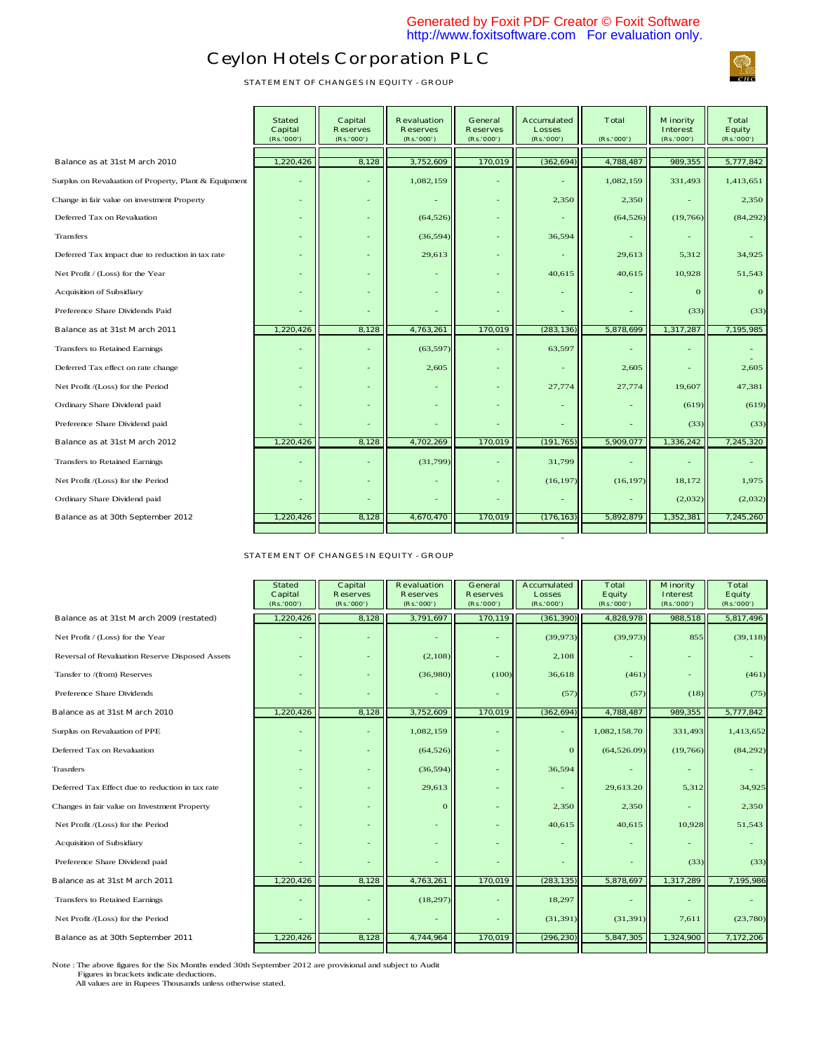# Ceylon Hotels Corporation PLC

STATEMENT OF CHANGES IN EQUITY - GROUP

| | Stated Capital (Rs.'000') | Capital Reserves (Rs.'000') | Revaluation Reserves (Rs.'000') | General Reserves (Rs.'000') | Accumulated Losses (Rs.'000') | Total (Rs.'000') | Minority Interest (Rs.'000') | Total Equity (Rs.'000') |
|---|---|---|---|---|---|---|---|---|
| Balance as at 31st March 2010 | 1,220,426 | 8,128 | 3,752,609 | 170,019 | (362,694) | 4,788,487 | 989,355 | 5,777,842 |
| Surplus on Revaluation of Property, Plant & Equipment | - | - | 1,082,159 | - | - | 1,082,159 | 331,493 | 1,413,651 |
| Change in fair value on investment Property | - | - | - | - | 2,350 | 2,350 | - | 2,350 |
| Deferred Tax on Revaluation | - | - | (64,526) | - | - | (64,526) | (19,766) | (84,292) |
| Transfers | - | - | (36,594) | - | 36,594 | - | - | - |
| Deferred Tax impact due to reduction in tax rate | - | - | 29,613 | - | - | 29,613 | 5,312 | 34,925 |
| Net Profit / (Loss) for the Year | - | - | - | - | 40,615 | 40,615 | 10,928 | 51,543 |
| Acquisition of Subsidiary | - | - | - | - | - | - | 0 | 0 |
| Preference Share Dividends Paid | - | - | - | - | - | - | (33) | (33) |
| Balance as at 31st March 2011 | 1,220,426 | 8,128 | 4,763,261 | 170,019 | (283,136) | 5,878,699 | 1,317,287 | 7,195,985 |
| Transfers to Retained Earnings | - | - | (63,597) | - | 63,597 | - | - | - |
| Deferred Tax effect on rate change | - | - | 2,605 | - | - | 2,605 | - | 2,605 |
| Net Profit /(Loss) for the Period | - | - | - | - | 27,774 | 27,774 | 19,607 | 47,381 |
| Ordinary Share Dividend paid | - | - | - | - | - | - | (619) | (619) |
| Preference Share Dividend paid | - | - | - | - | - | - | (33) | (33) |
| Balance as at 31st March 2012 | 1,220,426 | 8,128 | 4,702,269 | 170,019 | (191,765) | 5,909,077 | 1,336,242 | 7,245,320 |
| Transfers to Retained Earnings | - | - | (31,799) | - | 31,799 | - | - | - |
| Net Profit /(Loss) for the Period | - | - | - | - | (16,197) | (16,197) | 18,172 | 1,975 |
| Ordinary Share Dividend paid | - | - | - | - | - | - | (2,032) | (2,032) |
| Balance as at 30th September 2012 | 1,220,426 | 8,128 | 4,670,470 | 170,019 | (176,163) | 5,892,879 | 1,352,381 | 7,245,260 |

STATEMENT OF CHANGES IN EQUITY - GROUP

| | Stated Capital (Rs.'000') | Capital Reserves (Rs.'000') | Revaluation Reserves (Rs.'000') | General Reserves (Rs.'000') | Accumulated Losses (Rs.'000') | Total Equity (Rs.'000') | Minority Interest (Rs.'000') | Total Equity (Rs.'000') |
|---|---|---|---|---|---|---|---|---|
| Balance as at 31st March 2009 (restated) | 1,220,426 | 8,128 | 3,791,697 | 170,119 | (361,390) | 4,828,978 | 988,518 | 5,817,496 |
| Net Profit / (Loss) for the Year | - | - | - | - | (39,973) | (39,973) | 855 | (39,118) |
| Reversal of Revaluation Reserve Disposed Assets | - | - | (2,108) | - | 2,108 | - | - | - |
| Tansfer to /(from) Reserves | - | - | (36,980) | (100) | 36,618 | (461) | - | (461) |
| Preference Share Dividends | - | - | - | - | (57) | (57) | (18) | (75) |
| Balance as at 31st March 2010 | 1,220,426 | 8,128 | 3,752,609 | 170,019 | (362,694) | 4,788,487 | 989,355 | 5,777,842 |
| Surplus on Revaluation of PPE | - | - | 1,082,159 | - | - | 1,082,158.70 | 331,493 | 1,413,652 |
| Deferred Tax on Revaluation | - | - | (64,526) | - | 0 | (64,526.09) | (19,766) | (84,292) |
| Trasnfers | - | - | (36,594) | - | 36,594 | - | - | - |
| Deferred Tax Effect due to reduction in tax rate | - | - | 29,613 | - | - | 29,613.20 | 5,312 | 34,925 |
| Changes in fair value on Investment Property | - | - | 0 | - | 2,350 | 2,350 | - | 2,350 |
| Net Profit /(Loss) for the Period | - | - | - | - | 40,615 | 40,615 | 10,928 | 51,543 |
| Acquisition of Subsidiary | - | - | - | - | - | - | - | - |
| Preference Share Dividend paid | - | - | - | - | - | - | (33) | (33) |
| Balance as at 31st March 2011 | 1,220,426 | 8,128 | 4,763,261 | 170,019 | (283,135) | 5,878,697 | 1,317,289 | 7,195,986 |
| Transfers to Retained Earnings | - | - | (18,297) | - | 18,297 | - | - | - |
| Net Profit /(Loss) for the Period | - | - | - | - | (31,391) | (31,391) | 7,611 | (23,780) |
| Balance as at 30th September 2011 | 1,220,426 | 8,128 | 4,744,964 | 170,019 | (296,230) | 5,847,305 | 1,324,900 | 7,172,206 |

Note : The above figures for the Six Months ended 30th September 2012 are provisional and subject to Audit
Figures in brackets indicate deductions.
All values are in Rupees Thousands unless otherwise stated.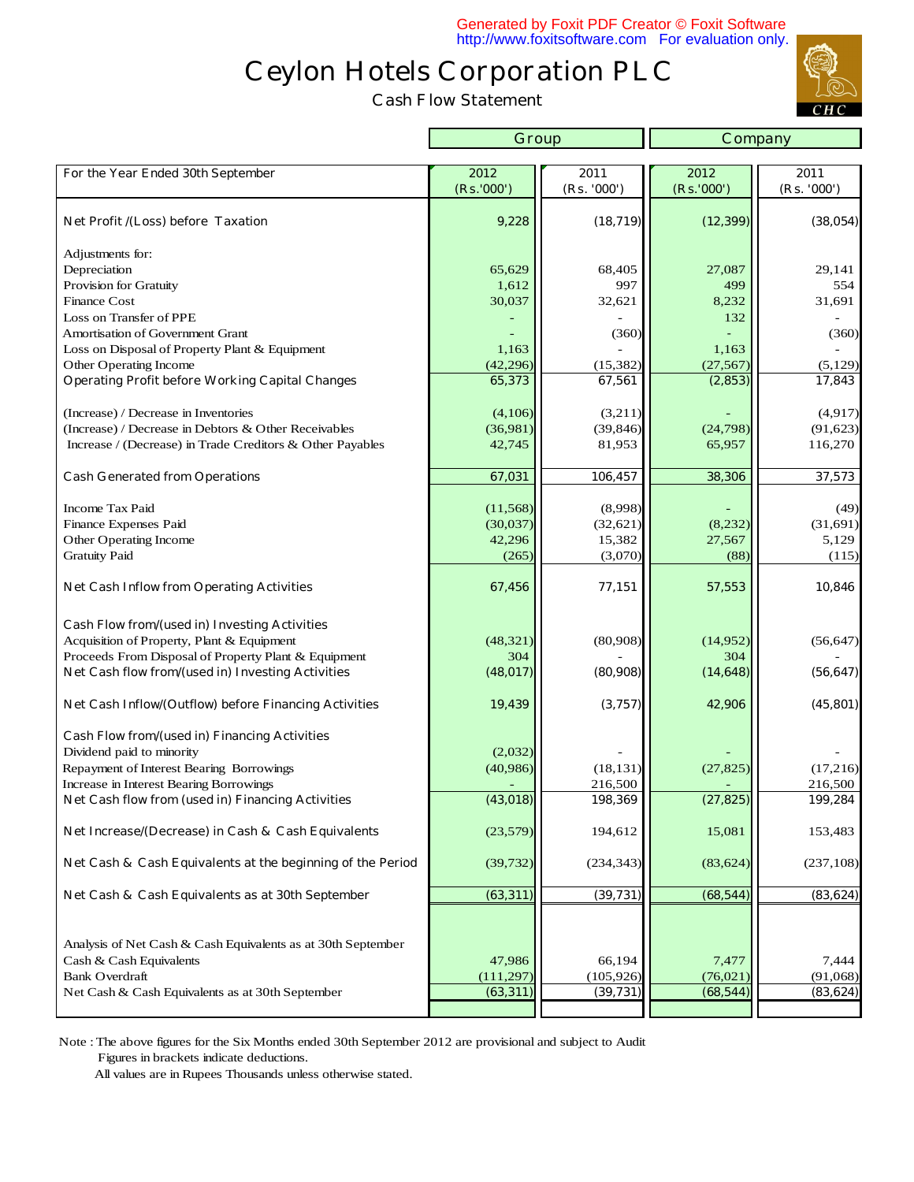# Ceylon Hotels Corporation PLC

## Cash Flow Statement

| For the Year Ended 30th September | Group 2012 (Rs.'000') | Group 2011 (Rs. '000') | Company 2012 (Rs.'000') | Company 2011 (Rs. '000') |
|---|---|---|---|---|
| Net Profit /(Loss) before Taxation | 9,228 | (18,719) | (12,399) | (38,054) |
| Adjustments for: | | | | |
| Depreciation | 65,629 | 68,405 | 27,087 | 29,141 |
| Provision for Gratuity | 1,612 | 997 | 499 | 554 |
| Finance Cost | 30,037 | 32,621 | 8,232 | 31,691 |
| Loss on Transfer of PPE | - | - | 132 | - |
| Amortisation of Government Grant | - | (360) | - | (360) |
| Loss on Disposal of Property Plant & Equipment | 1,163 | - | 1,163 | - |
| Other Operating Income | (42,296) | (15,382) | (27,567) | (5,129) |
| Operating Profit before Working Capital Changes | 65,373 | 67,561 | (2,853) | 17,843 |
| (Increase) / Decrease in Inventories | (4,106) | (3,211) | - | (4,917) |
| (Increase) / Decrease in Debtors & Other Receivables | (36,981) | (39,846) | (24,798) | (91,623) |
| Increase / (Decrease) in Trade Creditors & Other Payables | 42,745 | 81,953 | 65,957 | 116,270 |
| Cash Generated from Operations | 67,031 | 106,457 | 38,306 | 37,573 |
| Income Tax Paid | (11,568) | (8,998) | - | (49) |
| Finance Expenses Paid | (30,037) | (32,621) | (8,232) | (31,691) |
| Other Operating Income | 42,296 | 15,382 | 27,567 | 5,129 |
| Gratuity Paid | (265) | (3,070) | (88) | (115) |
| Net Cash Inflow from Operating Activities | 67,456 | 77,151 | 57,553 | 10,846 |
| Cash Flow from/(used in) Investing Activities | | | | |
| Acquisition of Property, Plant & Equipment | (48,321) | (80,908) | (14,952) | (56,647) |
| Proceeds From Disposal of Property Plant & Equipment | 304 | - | 304 | - |
| Net Cash flow from/(used in) Investing Activities | (48,017) | (80,908) | (14,648) | (56,647) |
| Net Cash Inflow/(Outflow) before Financing Activities | 19,439 | (3,757) | 42,906 | (45,801) |
| Cash Flow from/(used in) Financing Activities | | | | |
| Dividend paid to minority | (2,032) | - | - | - |
| Repayment of Interest Bearing Borrowings | (40,986) | (18,131) | (27,825) | (17,216) |
| Increase in Interest Bearing Borrowings | - | 216,500 | - | 216,500 |
| Net Cash flow from (used in) Financing Activities | (43,018) | 198,369 | (27,825) | 199,284 |
| Net Increase/(Decrease) in Cash & Cash Equivalents | (23,579) | 194,612 | 15,081 | 153,483 |
| Net Cash & Cash Equivalents at the beginning of the Period | (39,732) | (234,343) | (83,624) | (237,108) |
| Net Cash & Cash Equivalents as at 30th September | (63,311) | (39,731) | (68,544) | (83,624) |
| Analysis of Net Cash & Cash Equivalents as at 30th September | | | | |
| Cash & Cash Equivalents | 47,986 | 66,194 | 7,477 | 7,444 |
| Bank Overdraft | (111,297) | (105,926) | (76,021) | (91,068) |
| Net Cash & Cash Equivalents as at 30th September | (63,311) | (39,731) | (68,544) | (83,624) |

Note : The above figures for the Six Months ended 30th September 2012 are provisional and subject to Audit
Figures in brackets indicate deductions.
All values are in Rupees Thousands unless otherwise stated.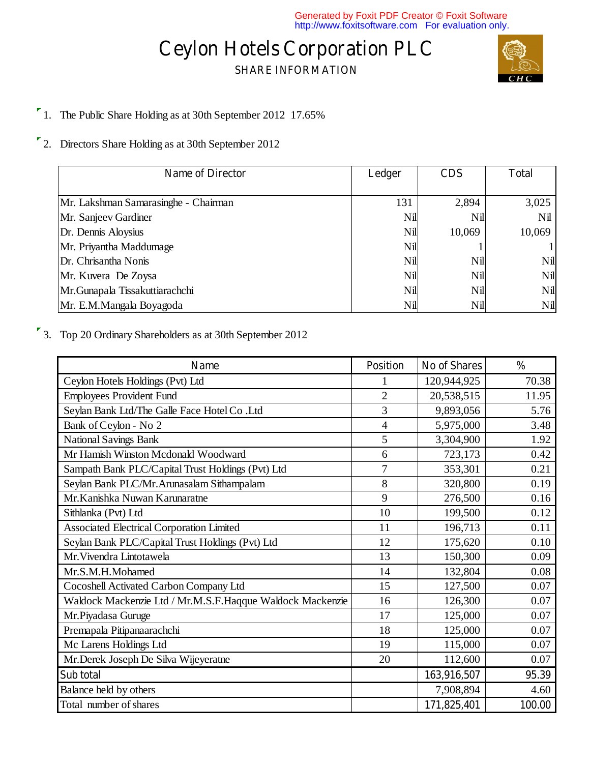# Ceylon Hotels Corporation PLC

## SHARE INFORMATION

1. The Public Share Holding as at 30th September 2012 17.65%

2. Directors Share Holding as at 30th September 2012

| Name of Director | Ledger | CDS | Total |
|---|---|---|---|
| Mr. Lakshman Samarasinghe - Chairman | 131 | 2,894 | 3,025 |
| Mr. Sanjeev Gardiner | Nil | Nil | Nil |
| Dr. Dennis Aloysius | Nil | 10,069 | 10,069 |
| Mr. Priyantha Maddumage | Nil | 1 | 1 |
| Dr. Chrisantha Nonis | Nil | Nil | Nil |
| Mr. Kuvera De Zoysa | Nil | Nil | Nil |
| Mr.Gunapala Tissakuttiarachchi | Nil | Nil | Nil |
| Mr. E.M.Mangala Boyagoda | Nil | Nil | Nil |

3. Top 20 Ordinary Shareholders as at 30th September 2012

| Name | Position | No of Shares | % |
|---|---|---|---|
| Ceylon Hotels Holdings (Pvt) Ltd | 1 | 120,944,925 | 70.38 |
| Employees Provident Fund | 2 | 20,538,515 | 11.95 |
| Seylan Bank Ltd/The Galle Face Hotel Co .Ltd | 3 | 9,893,056 | 5.76 |
| Bank of Ceylon - No 2 | 4 | 5,975,000 | 3.48 |
| National Savings Bank | 5 | 3,304,900 | 1.92 |
| Mr Hamish Winston Mcdonald Woodward | 6 | 723,173 | 0.42 |
| Sampath Bank PLC/Capital Trust Holdings (Pvt) Ltd | 7 | 353,301 | 0.21 |
| Seylan Bank PLC/Mr.Arunasalam Sithampalam | 8 | 320,800 | 0.19 |
| Mr.Kanishka Nuwan Karunaratne | 9 | 276,500 | 0.16 |
| Sithlanka (Pvt) Ltd | 10 | 199,500 | 0.12 |
| Associated Electrical Corporation Limited | 11 | 196,713 | 0.11 |
| Seylan Bank PLC/Capital Trust Holdings (Pvt) Ltd | 12 | 175,620 | 0.10 |
| Mr.Vivendra Lintotawela | 13 | 150,300 | 0.09 |
| Mr.S.M.H.Mohamed | 14 | 132,804 | 0.08 |
| Cocoshell Activated Carbon Company Ltd | 15 | 127,500 | 0.07 |
| Waldock Mackenzie Ltd / Mr.M.S.F.Haqque Waldock Mackenzie | 16 | 126,300 | 0.07 |
| Mr.Piyadasa Guruge | 17 | 125,000 | 0.07 |
| Premapala Pitipanaarachchi | 18 | 125,000 | 0.07 |
| Mc Larens Holdings Ltd | 19 | 115,000 | 0.07 |
| Mr.Derek Joseph De Silva Wijeyeratne | 20 | 112,600 | 0.07 |
| Sub total | | 163,916,507 | 95.39 |
| Balance held by others | | 7,908,894 | 4.60 |
| Total number of shares | | 171,825,401 | 100.00 |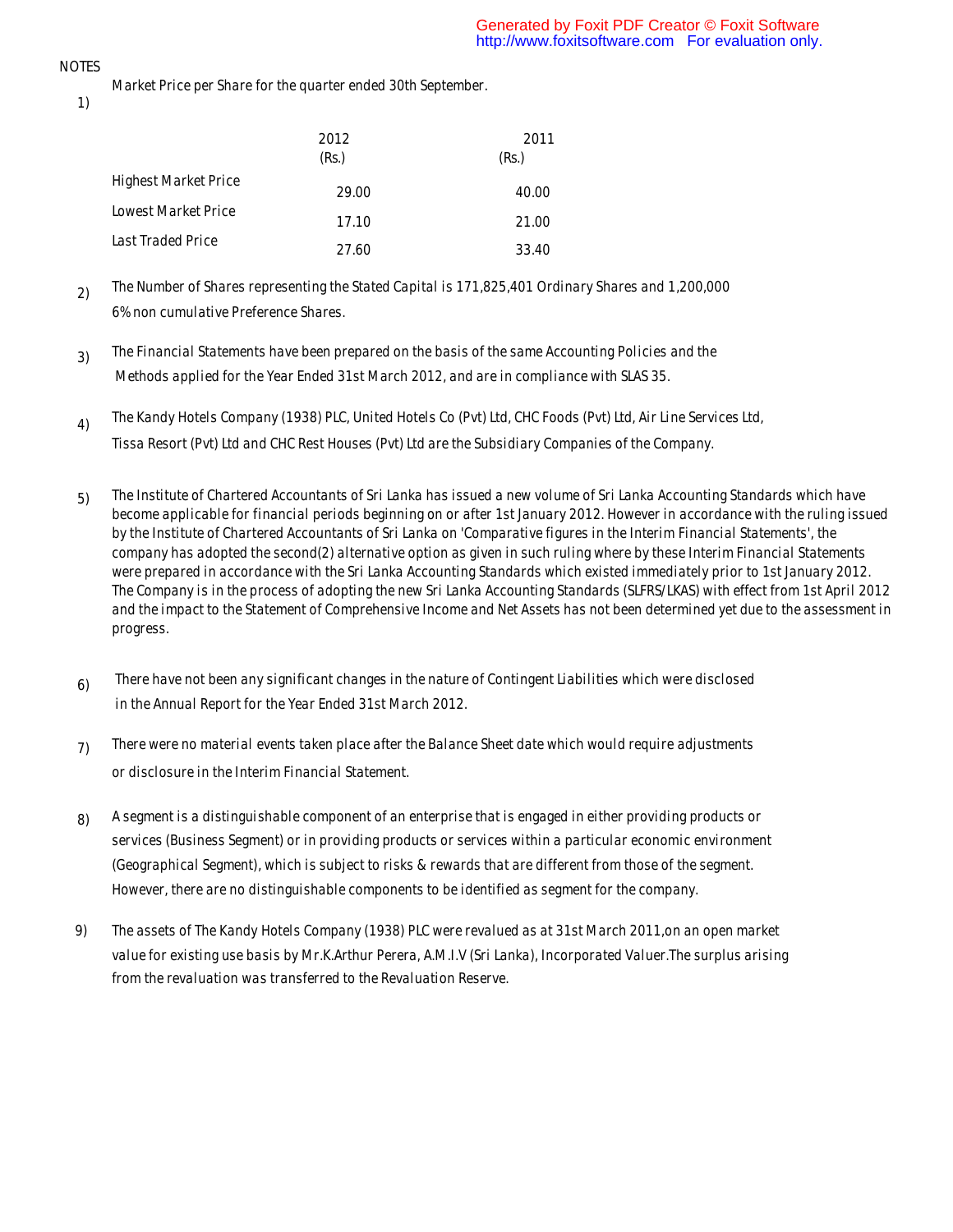NOTES

1) Market Price per Share for the quarter ended 30th September.

| | 2012 (Rs.) | 2011 (Rs.) |
|---|---|---|
| Highest Market Price | 29.00 | 40.00 |
| Lowest Market Price | 17.10 | 21.00 |
| Last Traded Price | 27.60 | 33.40 |

2) The Number of Shares representing the Stated Capital is 171,825,401 Ordinary Shares and 1,200,000 6% non cumulative Preference Shares.

3) The Financial Statements have been prepared on the basis of the same Accounting Policies and the Methods applied for the Year Ended 31st March 2012, and are in compliance with SLAS 35.

4) The Kandy Hotels Company (1938) PLC, United Hotels Co (Pvt) Ltd, CHC Foods (Pvt) Ltd, Air Line Services Ltd, Tissa Resort (Pvt) Ltd and CHC Rest Houses (Pvt) Ltd are the Subsidiary Companies of the Company.

5) The Institute of Chartered Accountants of Sri Lanka has issued a new volume of Sri Lanka Accounting Standards which have become applicable for financial periods beginning on or after 1st January 2012. However in accordance with the ruling issued by the Institute of Chartered Accountants of Sri Lanka on 'Comparative figures in the Interim Financial Statements', the company has adopted the second(2) alternative option as given in such ruling where by these Interim Financial Statements were prepared in accordance with the Sri Lanka Accounting Standards which existed immediately prior to 1st January 2012. The Company is in the process of adopting the new Sri Lanka Accounting Standards (SLFRS/LKAS) with effect from 1st April 2012 and the impact to the Statement of Comprehensive Income and Net Assets has not been determined yet due to the assessment in progress.

6) There have not been any significant changes in the nature of Contingent Liabilities which were disclosed in the Annual Report for the Year Ended 31st March 2012.

7) There were no material events taken place after the Balance Sheet date which would require adjustments or disclosure in the Interim Financial Statement.

8) A segment is a distinguishable component of an enterprise that is engaged in either providing products or services (Business Segment) or in providing products or services within a particular economic environment (Geographical Segment), which is subject to risks & rewards that are different from those of the segment. However, there are no distinguishable components to be identified as segment for the company.

9) The assets of The Kandy Hotels Company (1938) PLC were revalued as at 31st March 2011,on an open market value for existing use basis by Mr.K.Arthur Perera, A.M.I.V (Sri Lanka), Incorporated Valuer.The surplus arising from the revaluation was transferred to the Revaluation Reserve.